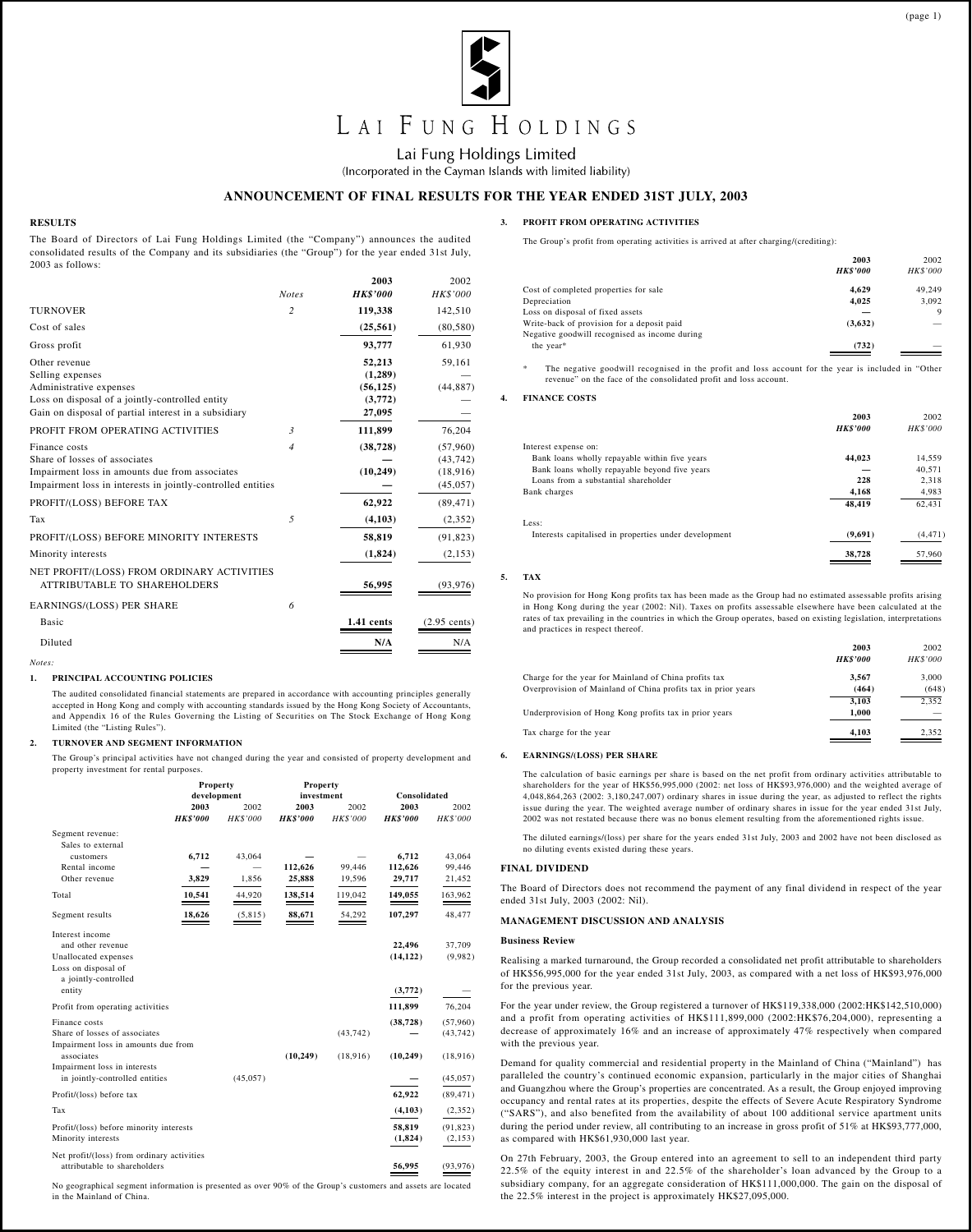# LAI FUNG HOLDINGS

Lai Fung Holdings Limited

(Incorporated in the Cayman Islands with limited liability)

## ANNOUNCEMENT OF FINAL RESULTS FOR THE YEAR ENDED 31ST JULY, 2003

### RESULTS

The Board of Directors of Lai Fung Holdings Limited (the "Company") announces the audited consolidated results of the Company and its subsidiaries (the "Group") for the year ended 31st July, 2003 as follows:

| | *Notes* | **2003** ***HK$'000*** | 2002 *HK$'000* |
|---|---|---|---|
| TURNOVER | 2 | **119,338** | 142,510 |
| Cost of sales | | **(25,561)** | (80,580) |
| Gross profit | | **93,777** | 61,930 |
| Other revenue | | **52,213** | 59,161 |
| Selling expenses | | **(1,289)** | — |
| Administrative expenses | | **(56,125)** | (44,887) |
| Loss on disposal of a jointly-controlled entity | | **(3,772)** | — |
| Gain on disposal of partial interest in a subsidiary | | **27,095** | — |
| PROFIT FROM OPERATING ACTIVITIES | 3 | **111,899** | 76,204 |
| Finance costs | 4 | **(38,728)** | (57,960) |
| Share of losses of associates | | **—** | (43,742) |
| Impairment loss in amounts due from associates | | **(10,249)** | (18,916) |
| Impairment loss in interests in jointly-controlled entities | | **—** | (45,057) |
| PROFIT/(LOSS) BEFORE TAX | | **62,922** | (89,471) |
| Tax | 5 | **(4,103)** | (2,352) |
| PROFIT/(LOSS) BEFORE MINORITY INTERESTS | | **58,819** | (91,823) |
| Minority interests | | **(1,824)** | (2,153) |
| NET PROFIT/(LOSS) FROM ORDINARY ACTIVITIES ATTRIBUTABLE TO SHAREHOLDERS | | **56,995** | (93,976) |
| EARNINGS/(LOSS) PER SHARE | 6 | | |
| Basic | | **1.41 cents** | (2.95 cents) |
| Diluted | | **N/A** | N/A |

*Notes:*

**1. PRINCIPAL ACCOUNTING POLICIES**

The audited consolidated financial statements are prepared in accordance with accounting principles generally accepted in Hong Kong and comply with accounting standards issued by the Hong Kong Society of Accountants, and Appendix 16 of the Rules Governing the Listing of Securities on The Stock Exchange of Hong Kong Limited (the "Listing Rules").

**2. TURNOVER AND SEGMENT INFORMATION**

The Group's principal activities have not changed during the year and consisted of property development and property investment for rental purposes.

| | Property development | | Property investment | | Consolidated | |
|---|---|---|---|---|---|---|
| | **2003** ***HK$'000*** | 2002 *HK$'000* | **2003** ***HK$'000*** | 2002 *HK$'000* | **2003** ***HK$'000*** | 2002 *HK$'000* |
| Segment revenue: | | | | | | |
| Sales to external customers | **6,712** | 43,064 | **—** | — | **6,712** | 43,064 |
| Rental income | **—** | — | **112,626** | 99,446 | **112,626** | 99,446 |
| Other revenue | **3,829** | 1,856 | **25,888** | 19,596 | **29,717** | 21,452 |
| Total | **10,541** | 44,920 | **138,514** | 119,042 | **149,055** | 163,962 |
| Segment results | **18,626** | (5,815) | **88,671** | 54,292 | **107,297** | 48,477 |
| Interest income and other revenue | | | | | **22,496** | 37,709 |
| Unallocated expenses | | | | | **(14,122)** | (9,982) |
| Loss on disposal of a jointly-controlled entity | | | | | **(3,772)** | — |
| Profit from operating activities | | | | | **111,899** | 76,204 |
| Finance costs | | | | | **(38,728)** | (57,960) |
| Share of losses of associates | | | | (43,742) | **—** | (43,742) |
| Impairment loss in amounts due from associates | | | **(10,249)** | (18,916) | **(10,249)** | (18,916) |
| Impairment loss in interests in jointly-controlled entities | | (45,057) | | | **—** | (45,057) |
| Profit/(loss) before tax | | | | | **62,922** | (89,471) |
| Tax | | | | | **(4,103)** | (2,352) |
| Profit/(loss) before minority interests | | | | | **58,819** | (91,823) |
| Minority interests | | | | | **(1,824)** | (2,153) |
| Net profit/(loss) from ordinary activities attributable to shareholders | | | | | **56,995** | (93,976) |

No geographical segment information is presented as over 90% of the Group's customers and assets are located in the Mainland of China.

**3. PROFIT FROM OPERATING ACTIVITIES**

The Group's profit from operating activities is arrived at after charging/(crediting):

| | **2003** ***HK$'000*** | 2002 *HK$'000* |
|---|---|---|
| Cost of completed properties for sale | **4,629** | 49,249 |
| Depreciation | **4,025** | 3,092 |
| Loss on disposal of fixed assets | **—** | 9 |
| Write-back of provision for a deposit paid | **(3,632)** | — |
| Negative goodwill recognised as income during the year* | **(732)** | — |

\* The negative goodwill recognised in the profit and loss account for the year is included in "Other revenue" on the face of the consolidated profit and loss account.

**4. FINANCE COSTS**

| | **2003** ***HK$'000*** | 2002 *HK$'000* |
|---|---|---|
| Interest expense on: | | |
| Bank loans wholly repayable within five years | **44,023** | 14,559 |
| Bank loans wholly repayable beyond five years | **—** | 40,571 |
| Loans from a substantial shareholder | **228** | 2,318 |
| Bank charges | **4,168** | 4,983 |
| | **48,419** | 62,431 |
| Less: | | |
| Interests capitalised in properties under development | **(9,691)** | (4,471) |
| | **38,728** | 57,960 |

**5. TAX**

No provision for Hong Kong profits tax has been made as the Group had no estimated assessable profits arising in Hong Kong during the year (2002: Nil). Taxes on profits assessable elsewhere have been calculated at the rates of tax prevailing in the countries in which the Group operates, based on existing legislation, interpretations and practices in respect thereof.

| | **2003** ***HK$'000*** | 2002 *HK$'000* |
|---|---|---|
| Charge for the year for Mainland of China profits tax | **3,567** | 3,000 |
| Overprovision of Mainland of China profits tax in prior years | **(464)** | (648) |
| | **3,103** | 2,352 |
| Underprovision of Hong Kong profits tax in prior years | **1,000** | — |
| Tax charge for the year | **4,103** | 2,352 |

**6. EARNINGS/(LOSS) PER SHARE**

The calculation of basic earnings per share is based on the net profit from ordinary activities attributable to shareholders for the year of HK$56,995,000 (2002: net loss of HK$93,976,000) and the weighted average of 4,048,864,263 (2002: 3,180,247,007) ordinary shares in issue during the year, as adjusted to reflect the rights issue during the year. The weighted average number of ordinary shares in issue for the year ended 31st July, 2002 was not restated because there was no bonus element resulting from the aforementioned rights issue.

The diluted earnings/(loss) per share for the years ended 31st July, 2003 and 2002 have not been disclosed as no diluting events existed during these years.

### FINAL DIVIDEND

The Board of Directors does not recommend the payment of any final dividend in respect of the year ended 31st July, 2003 (2002: Nil).

### MANAGEMENT DISCUSSION AND ANALYSIS

**Business Review**

Realising a marked turnaround, the Group recorded a consolidated net profit attributable to shareholders of HK$56,995,000 for the year ended 31st July, 2003, as compared with a net loss of HK$93,976,000 for the previous year.

For the year under review, the Group registered a turnover of HK$119,338,000 (2002:HK$142,510,000) and a profit from operating activities of HK$111,899,000 (2002:HK$76,204,000), representing a decrease of approximately 16% and an increase of approximately 47% respectively when compared with the previous year.

Demand for quality commercial and residential property in the Mainland of China ("Mainland") has paralleled the country's continued economic expansion, particularly in the major cities of Shanghai and Guangzhou where the Group's properties are concentrated. As a result, the Group enjoyed improving occupancy and rental rates at its properties, despite the effects of Severe Acute Respiratory Syndrome ("SARS"), and also benefited from the availability of about 100 additional service apartment units during the period under review, all contributing to an increase in gross profit of 51% at HK$93,777,000, as compared with HK$61,930,000 last year.

On 27th February, 2003, the Group entered into an agreement to sell to an independent third party 22.5% of the equity interest in and 22.5% of the shareholder's loan advanced by the Group to a subsidiary company, for an aggregate consideration of HK$111,000,000. The gain on the disposal of the 22.5% interest in the project is approximately HK$27,095,000.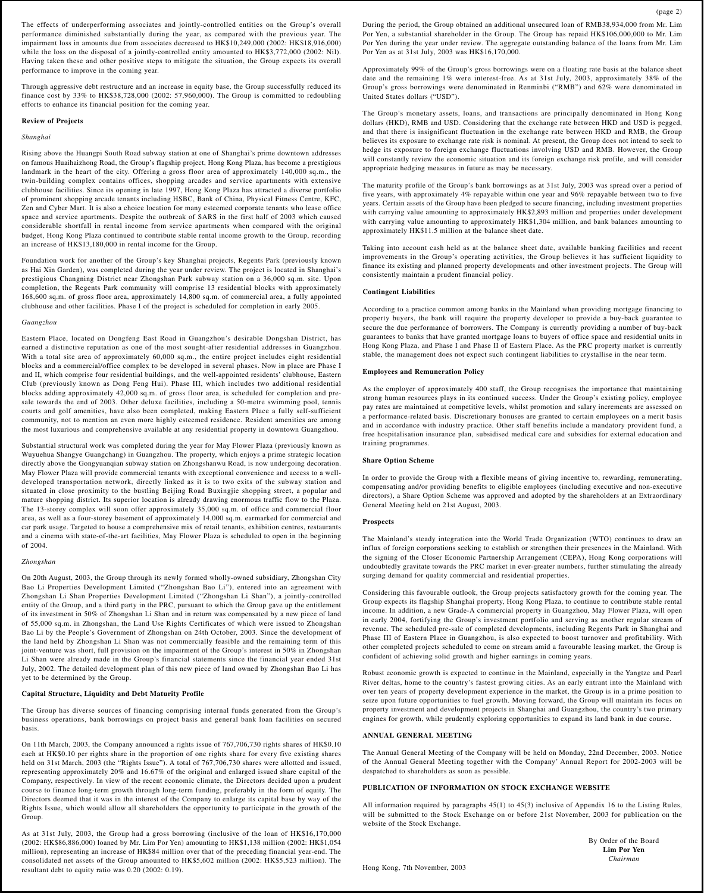The effects of underperforming associates and jointly-controlled entities on the Group's overall performance diminished substantially during the year, as compared with the previous year. The impairment loss in amounts due from associates decreased to HK$10,249,000 (2002: HK$18,916,000) while the loss on the disposal of a jointly-controlled entity amounted to HK$3,772,000 (2002: Nil). Having taken these and other positive steps to mitigate the situation, the Group expects its overall performance to improve in the coming year.

Through aggressive debt restructure and an increase in equity base, the Group successfully reduced its finance cost by 33% to HK$38,728,000 (2002: 57,960,000). The Group is committed to redoubling efforts to enhance its financial position for the coming year.

**Review of Projects**

*Shanghai*

Rising above the Huangpi South Road subway station at one of Shanghai's prime downtown addresses on famous Huaihaizhong Road, the Group's flagship project, Hong Kong Plaza, has become a prestigious landmark in the heart of the city. Offering a gross floor area of approximately 140,000 sq.m., the twin-building complex contains offices, shopping arcades and service apartments with extensive clubhouse facilities. Since its opening in late 1997, Hong Kong Plaza has attracted a diverse portfolio of prominent shopping arcade tenants including HSBC, Bank of China, Physical Fitness Centre, KFC, Zen and Cyber Mart. It is also a choice location for many esteemed corporate tenants who lease office space and service apartments. Despite the outbreak of SARS in the first half of 2003 which caused considerable shortfall in rental income from service apartments when compared with the original budget, Hong Kong Plaza continued to contribute stable rental income growth to the Group, recording an increase of HK$13,180,000 in rental income for the Group.

Foundation work for another of the Group's key Shanghai projects, Regents Park (previously known as Hai Xin Garden), was completed during the year under review. The project is located in Shanghai's prestigious Changning District near Zhongshan Park subway station on a 36,000 sq.m. site. Upon completion, the Regents Park community will comprise 13 residential blocks with approximately 168,600 sq.m. of gross floor area, approximately 14,800 sq.m. of commercial area, a fully appointed clubhouse and other facilities. Phase I of the project is scheduled for completion in early 2005.

*Guangzhou*

Eastern Place, located on Dongfeng East Road in Guangzhou's desirable Dongshan District, has earned a distinctive reputation as one of the most sought-after residential addresses in Guangzhou. With a total site area of approximately 60,000 sq.m., the entire project includes eight residential blocks and a commercial/office complex to be developed in several phases. Now in place are Phase I and II, which comprise four residential buildings, and the well-appointed residents' clubhouse, Eastern Club (previously known as Dong Feng Hui). Phase III, which includes two additional residential blocks adding approximately 42,000 sq.m. of gross floor area, is scheduled for completion and pre-sale towards the end of 2003. Other deluxe facilities, including a 50-metre swimming pool, tennis courts and golf amenities, have also been completed, making Eastern Place a fully self-sufficient community, not to mention an even more highly esteemed residence. Resident amenities are among the most luxurious and comprehensive available at any residential property in downtown Guangzhou.

Substantial structural work was completed during the year for May Flower Plaza (previously known as Wuyuehua Shangye Guangchang) in Guangzhou. The property, which enjoys a prime strategic location directly above the Gongyuanqian subway station on Zhongshanwu Road, is now undergoing decoration. May Flower Plaza will provide commercial tenants with exceptional convenience and access to a well-developed transportation network, directly linked as it is to two exits of the subway station and situated in close proximity to the bustling Beijing Road Buxingjie shopping street, a popular and mature shopping district. Its superior location is already drawing enormous traffic flow to the Plaza. The 13-storey complex will soon offer approximately 35,000 sq.m. of office and commercial floor area, as well as a four-storey basement of approximately 14,000 sq.m. earmarked for commercial and car park usage. Targeted to house a comprehensive mix of retail tenants, exhibition centres, restaurants and a cinema with state-of-the-art facilities, May Flower Plaza is scheduled to open in the beginning of 2004.

*Zhongshan*

On 20th August, 2003, the Group through its newly formed wholly-owned subsidiary, Zhongshan City Bao Li Properties Development Limited ("Zhongshan Bao Li"), entered into an agreement with Zhongshan Li Shan Properties Development Limited ("Zhongshan Li Shan"), a jointly-controlled entity of the Group, and a third party in the PRC, pursuant to which the Group gave up the entitlement of its investment in 50% of Zhongshan Li Shan and in return was compensated by a new piece of land of 55,000 sq.m. in Zhongshan, the Land Use Rights Certificates of which were issued to Zhongshan Bao Li by the People's Government of Zhongshan on 24th October, 2003. Since the development of the land held by Zhongshan Li Shan was not commercially feasible and the remaining term of this joint-venture was short, full provision on the impairment of the Group's interest in 50% in Zhongshan Li Shan were already made in the Group's financial statements since the financial year ended 31st July, 2002. The detailed development plan of this new piece of land owned by Zhongshan Bao Li has yet to be determined by the Group.

**Capital Structure, Liquidity and Debt Maturity Profile**

The Group has diverse sources of financing comprising internal funds generated from the Group's business operations, bank borrowings on project basis and general bank loan facilities on secured basis.

On 11th March, 2003, the Company announced a rights issue of 767,706,730 rights shares of HK$0.10 each at HK$0.10 per rights share in the proportion of one rights share for every five existing shares held on 31st March, 2003 (the "Rights Issue"). A total of 767,706,730 shares were allotted and issued, representing approximately 20% and 16.67% of the original and enlarged issued share capital of the Company, respectively. In view of the recent economic climate, the Directors decided upon a prudent course to finance long-term growth through long-term funding, preferably in the form of equity. The Directors deemed that it was in the interest of the Company to enlarge its capital base by way of the Rights Issue, which would allow all shareholders the opportunity to participate in the growth of the Group.

As at 31st July, 2003, the Group had a gross borrowing (inclusive of the loan of HK$16,170,000 (2002: HK$86,886,000) loaned by Mr. Lim Por Yen) amounting to HK$1,138 million (2002: HK$1,054 million), representing an increase of HK$84 million over that of the preceding financial year-end. The consolidated net assets of the Group amounted to HK$5,602 million (2002: HK$5,523 million). The resultant debt to equity ratio was 0.20 (2002: 0.19).

During the period, the Group obtained an additional unsecured loan of RMB38,934,000 from Mr. Lim Por Yen, a substantial shareholder in the Group. The Group has repaid HK$106,000,000 to Mr. Lim Por Yen during the year under review. The aggregate outstanding balance of the loans from Mr. Lim Por Yen as at 31st July, 2003 was HK$16,170,000.

Approximately 99% of the Group's gross borrowings were on a floating rate basis at the balance sheet date and the remaining 1% were interest-free. As at 31st July, 2003, approximately 38% of the Group's gross borrowings were denominated in Renminbi ("RMB") and 62% were denominated in United States dollars ("USD").

The Group's monetary assets, loans, and transactions are principally denominated in Hong Kong dollars (HKD), RMB and USD. Considering that the exchange rate between HKD and USD is pegged, and that there is insignificant fluctuation in the exchange rate between HKD and RMB, the Group believes its exposure to exchange rate risk is nominal. At present, the Group does not intend to seek to hedge its exposure to foreign exchange fluctuations involving USD and RMB. However, the Group will constantly review the economic situation and its foreign exchange risk profile, and will consider appropriate hedging measures in future as may be necessary.

The maturity profile of the Group's bank borrowings as at 31st July, 2003 was spread over a period of five years, with approximately 4% repayable within one year and 96% repayable between two to five years. Certain assets of the Group have been pledged to secure financing, including investment properties with carrying value amounting to approximately HK$2,893 million and properties under development with carrying value amounting to approximately HK$1,304 million, and bank balances amounting to approximately HK$11.5 million at the balance sheet date.

Taking into account cash held as at the balance sheet date, available banking facilities and recent improvements in the Group's operating activities, the Group believes it has sufficient liquidity to finance its existing and planned property developments and other investment projects. The Group will consistently maintain a prudent financial policy.

**Contingent Liabilities**

According to a practice common among banks in the Mainland when providing mortgage financing to property buyers, the bank will require the property developer to provide a buy-back guarantee to secure the due performance of borrowers. The Company is currently providing a number of buy-back guarantees to banks that have granted mortgage loans to buyers of office space and residential units in Hong Kong Plaza, and Phase I and Phase II of Eastern Place. As the PRC property market is currently stable, the management does not expect such contingent liabilities to crystallise in the near term.

**Employees and Remuneration Policy**

As the employer of approximately 400 staff, the Group recognises the importance that maintaining strong human resources plays in its continued success. Under the Group's existing policy, employee pay rates are maintained at competitive levels, whilst promotion and salary increments are assessed on a performance-related basis. Discretionary bonuses are granted to certain employees on a merit basis and in accordance with industry practice. Other staff benefits include a mandatory provident fund, a free hospitalisation insurance plan, subsidised medical care and subsidies for external education and training programmes.

**Share Option Scheme**

In order to provide the Group with a flexible means of giving incentive to, rewarding, remunerating, compensating and/or providing benefits to eligible employees (including executive and non-executive directors), a Share Option Scheme was approved and adopted by the shareholders at an Extraordinary General Meeting held on 21st August, 2003.

**Prospects**

The Mainland's steady integration into the World Trade Organization (WTO) continues to draw an influx of foreign corporations seeking to establish or strengthen their presences in the Mainland. With the signing of the Closer Economic Partnership Arrangement (CEPA), Hong Kong corporations will undoubtedly gravitate towards the PRC market in ever-greater numbers, further stimulating the already surging demand for quality commercial and residential properties.

Considering this favourable outlook, the Group projects satisfactory growth for the coming year. The Group expects its flagship Shanghai property, Hong Kong Plaza, to continue to contribute stable rental income. In addition, a new Grade-A commercial property in Guangzhou, May Flower Plaza, will open in early 2004, fortifying the Group's investment portfolio and serving as another regular stream of revenue. The scheduled pre-sale of completed developments, including Regents Park in Shanghai and Phase III of Eastern Place in Guangzhou, is also expected to boost turnover and profitability. With other completed projects scheduled to come on stream amid a favourable leasing market, the Group is confident of achieving solid growth and higher earnings in coming years.

Robust economic growth is expected to continue in the Mainland, especially in the Yangtze and Pearl River deltas, home to the country's fastest growing cities. As an early entrant into the Mainland with over ten years of property development experience in the market, the Group is in a prime position to seize upon future opportunities to fuel growth. Moving forward, the Group will maintain its focus on property investment and development projects in Shanghai and Guangzhou, the country's two primary engines for growth, while prudently exploring opportunities to expand its land bank in due course.

**ANNUAL GENERAL MEETING**

The Annual General Meeting of the Company will be held on Monday, 22nd December, 2003. Notice of the Annual General Meeting together with the Company' Annual Report for 2002-2003 will be despatched to shareholders as soon as possible.

**PUBLICATION OF INFORMATION ON STOCK EXCHANGE WEBSITE**

All information required by paragraphs 45(1) to 45(3) inclusive of Appendix 16 to the Listing Rules, will be submitted to the Stock Exchange on or before 21st November, 2003 for publication on the website of the Stock Exchange.

By Order of the Board
**Lim Por Yen**
*Chairman*

Hong Kong, 7th November, 2003